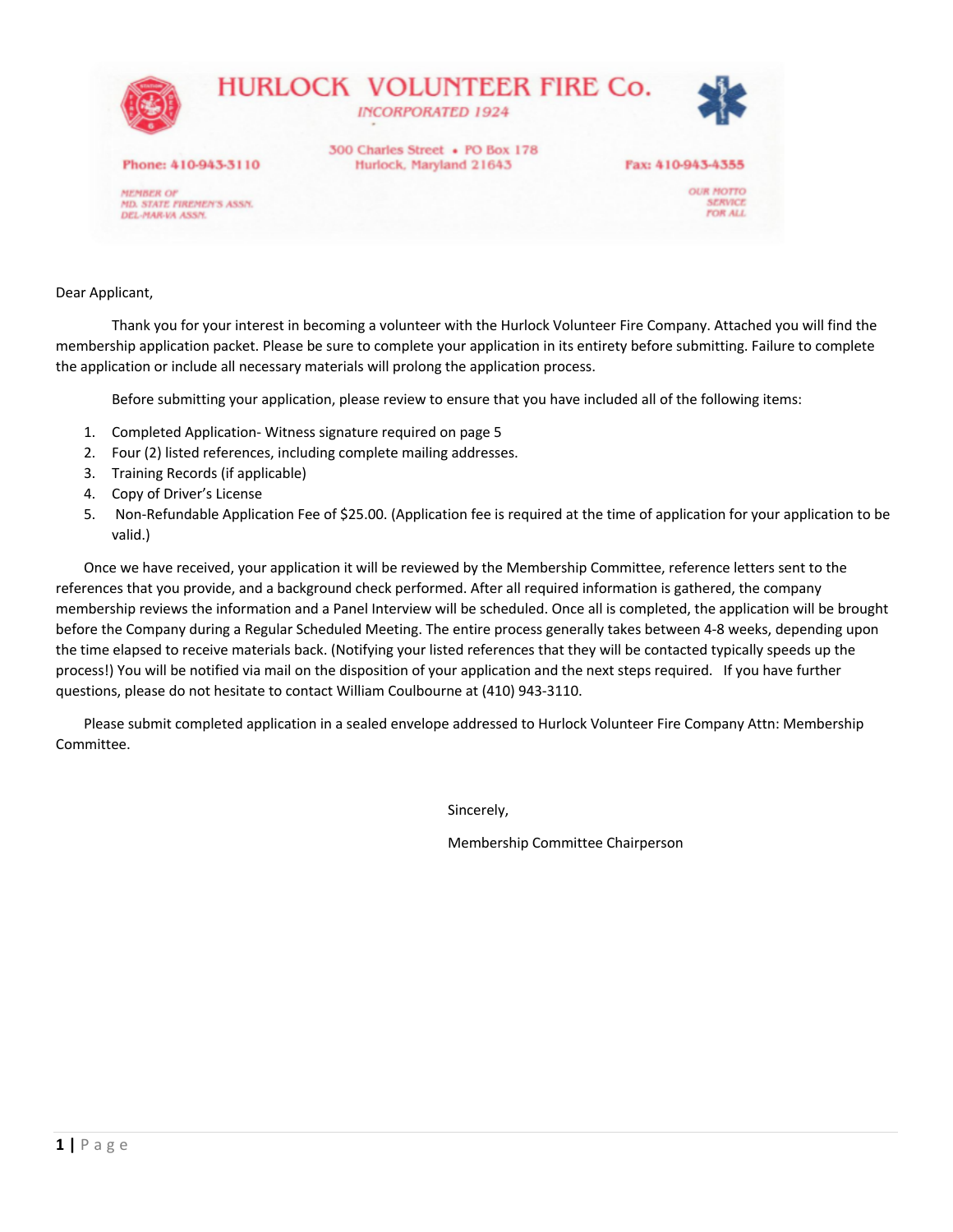# HURLOCK VOLUNTEER FIRE Co.

*INCORPORATED 1924*

300 Charles Street • PO Box 178
Hurlock, Maryland 21643

Phone: 410-943-3110

Fax: 410-943-4355

MEMBER OF
MD. STATE FIREMEN'S ASSN.
DEL-MAR-VA ASSN.

OUR MOTTO
SERVICE
FOR ALL

Dear Applicant,

Thank you for your interest in becoming a volunteer with the Hurlock Volunteer Fire Company. Attached you will find the membership application packet. Please be sure to complete your application in its entirety before submitting. Failure to complete the application or include all necessary materials will prolong the application process.

Before submitting your application, please review to ensure that you have included all of the following items:

1. Completed Application- Witness signature required on page 5
2. Four (2) listed references, including complete mailing addresses.
3. Training Records (if applicable)
4. Copy of Driver's License
5. Non-Refundable Application Fee of $25.00. (Application fee is required at the time of application for your application to be valid.)

Once we have received, your application it will be reviewed by the Membership Committee, reference letters sent to the references that you provide, and a background check performed. After all required information is gathered, the company membership reviews the information and a Panel Interview will be scheduled. Once all is completed, the application will be brought before the Company during a Regular Scheduled Meeting. The entire process generally takes between 4-8 weeks, depending upon the time elapsed to receive materials back. (Notifying your listed references that they will be contacted typically speeds up the process!) You will be notified via mail on the disposition of your application and the next steps required. If you have further questions, please do not hesitate to contact William Coulbourne at (410) 943-3110.

Please submit completed application in a sealed envelope addressed to Hurlock Volunteer Fire Company Attn: Membership Committee.

Sincerely,

Membership Committee Chairperson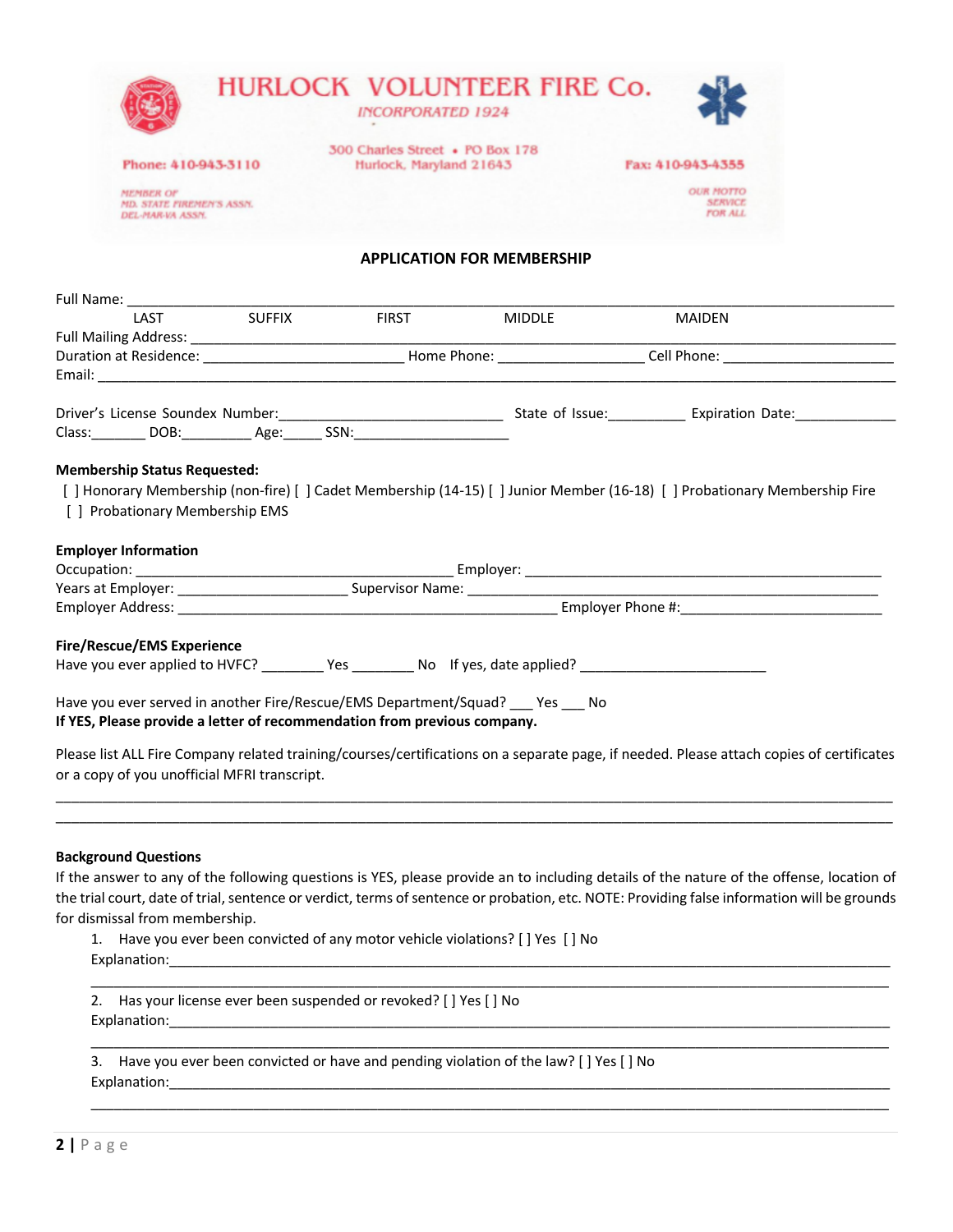# HURLOCK VOLUNTEER FIRE Co.

INCORPORATED 1924

Phone: 410-943-3110

300 Charles Street • PO Box 178
Hurlock, Maryland 21643

Fax: 410-943-4355

MEMBER OF
MD. STATE FIREMEN'S ASSN.
DEL-MAR-VA ASSN.

OUR MOTTO
SERVICE
FOR ALL

## APPLICATION FOR MEMBERSHIP

Full Name: ______________________________________________________________________________
LAST SUFFIX FIRST MIDDLE MAIDEN

Full Mailing Address: ____________________________________________________________________

Duration at Residence: ________________________ Home Phone: __________________ Cell Phone: ______________________

Email: __________________________________________________________________________________

Driver's License Soundex Number:_____________________________ State of Issue:__________ Expiration Date:_____________

Class:_______ DOB:_________ Age:_____ SSN:____________________

**Membership Status Requested:**

[ ] Honorary Membership (non-fire) [ ] Cadet Membership (14-15) [ ] Junior Member (16-18) [ ] Probationary Membership Fire [ ] Probationary Membership EMS

**Employer Information**

Occupation: _______________________________________ Employer: ____________________________________________

Years at Employer: _____________________ Supervisor Name: ______________________________________________

Employer Address: _______________________________________________ Employer Phone #:__________________________

**Fire/Rescue/EMS Experience**

Have you ever applied to HVFC? ________ Yes ________ No If yes, date applied? ________________________

Have you ever served in another Fire/Rescue/EMS Department/Squad? ___ Yes ___ No

**If YES, Please provide a letter of recommendation from previous company.**

Please list ALL Fire Company related training/courses/certifications on a separate page, if needed. Please attach copies of certificates or a copy of you unofficial MFRI transcript.

__________________________________________________________________________________________

__________________________________________________________________________________________

**Background Questions**

If the answer to any of the following questions is YES, please provide an to including details of the nature of the offense, location of the trial court, date of trial, sentence or verdict, terms of sentence or probation, etc. NOTE: Providing false information will be grounds for dismissal from membership.

1. Have you ever been convicted of any motor vehicle violations? [ ] Yes [ ] No
   Explanation:_____________________________________________________________________________
   _________________________________________________________________________________________

2. Has your license ever been suspended or revoked? [ ] Yes [ ] No
   Explanation:_____________________________________________________________________________
   _________________________________________________________________________________________

3. Have you ever been convicted or have and pending violation of the law? [ ] Yes [ ] No
   Explanation:_____________________________________________________________________________
   _________________________________________________________________________________________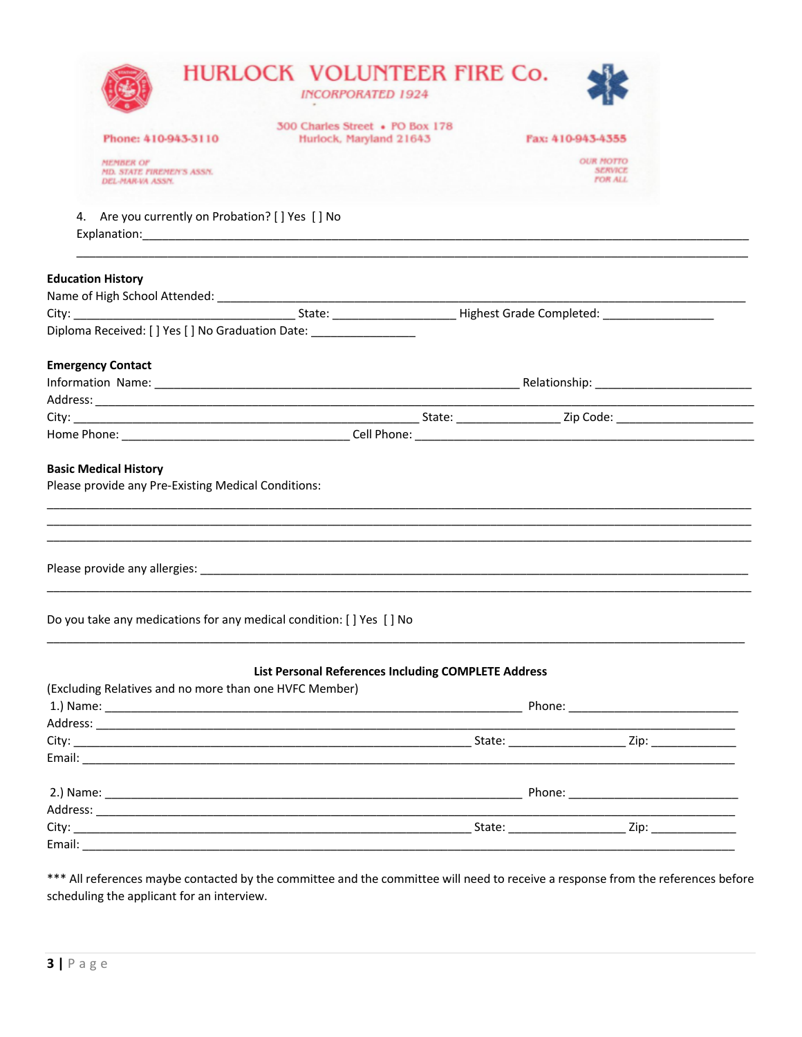# HURLOCK VOLUNTEER FIRE Co.

INCORPORATED 1924

Phone: 410-943-3110

300 Charles Street • PO Box 178
Hurlock, Maryland 21643

Fax: 410-943-4355

MEMBER OF
MD. STATE FIREMEN'S ASSN.
DEL-MAR-VA ASSN.

OUR MOTTO
SERVICE
FOR ALL

4. Are you currently on Probation? [ ] Yes [ ] No

Explanation:_______________________________________________________________________________________

___________________________________________________________________________________________________

**Education History**

Name of High School Attended: ______________________________________________________________________

City: ________________________________ State: __________________ Highest Grade Completed: ________________

Diploma Received: [ ] Yes [ ] No Graduation Date: _______________

**Emergency Contact**

Information Name: ____________________________________________________ Relationship: ________________________

Address: ________________________________________________________________________________________________

City: _______________________________________________________ State: _______________ Zip Code: _____________________

Home Phone: __________________________________ Cell Phone: __________________________________________________

**Basic Medical History**

Please provide any Pre-Existing Medical Conditions:

___________________________________________________________________________________________________

___________________________________________________________________________________________________

___________________________________________________________________________________________________

Please provide any allergies: __________________________________________________________________________

___________________________________________________________________________________________________

Do you take any medications for any medical condition: [ ] Yes [ ] No

___________________________________________________________________________________________________

**List Personal References Including COMPLETE Address**

(Excluding Relatives and no more than one HVFC Member)

1.) Name: ______________________________________________________________ Phone: _________________________

Address: ________________________________________________________________________________________________

City: ___________________________________________________________ State: _________________ Zip: _____________

Email: __________________________________________________________________________________________________

2.) Name: ______________________________________________________________ Phone: _________________________

Address: ________________________________________________________________________________________________

City: ___________________________________________________________ State: _________________ Zip: _____________

Email: __________________________________________________________________________________________________

*** All references maybe contacted by the committee and the committee will need to receive a response from the references before scheduling the applicant for an interview.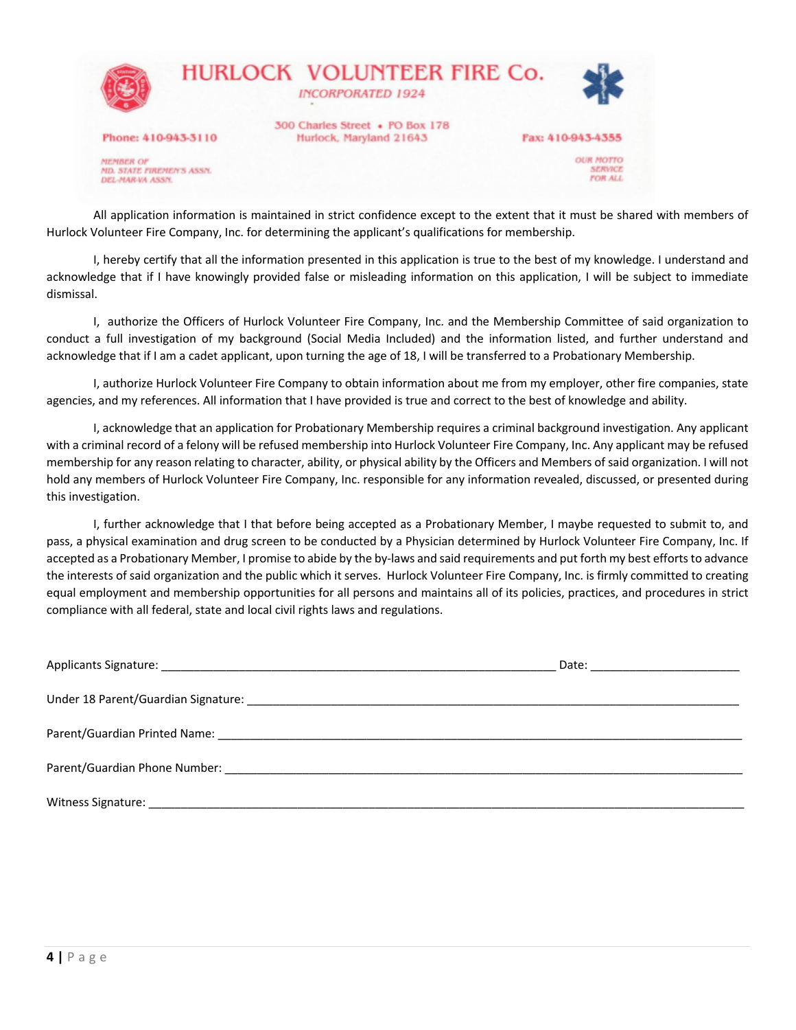# HURLOCK VOLUNTEER FIRE Co.

*INCORPORATED 1924*

Phone: 410-943-3110

300 Charles Street • PO Box 178
Hurlock, Maryland 21643

Fax: 410-943-4355

*MEMBER OF*
*MD. STATE FIREMEN'S ASSN.*
*DEL-MAR-VA ASSN.*

*OUR MOTTO*
*SERVICE*
*FOR ALL*

All application information is maintained in strict confidence except to the extent that it must be shared with members of Hurlock Volunteer Fire Company, Inc. for determining the applicant's qualifications for membership.

I, hereby certify that all the information presented in this application is true to the best of my knowledge. I understand and acknowledge that if I have knowingly provided false or misleading information on this application, I will be subject to immediate dismissal.

I, authorize the Officers of Hurlock Volunteer Fire Company, Inc. and the Membership Committee of said organization to conduct a full investigation of my background (Social Media Included) and the information listed, and further understand and acknowledge that if I am a cadet applicant, upon turning the age of 18, I will be transferred to a Probationary Membership.

I, authorize Hurlock Volunteer Fire Company to obtain information about me from my employer, other fire companies, state agencies, and my references. All information that I have provided is true and correct to the best of knowledge and ability.

I, acknowledge that an application for Probationary Membership requires a criminal background investigation. Any applicant with a criminal record of a felony will be refused membership into Hurlock Volunteer Fire Company, Inc. Any applicant may be refused membership for any reason relating to character, ability, or physical ability by the Officers and Members of said organization. I will not hold any members of Hurlock Volunteer Fire Company, Inc. responsible for any information revealed, discussed, or presented during this investigation.

I, further acknowledge that I that before being accepted as a Probationary Member, I maybe requested to submit to, and pass, a physical examination and drug screen to be conducted by a Physician determined by Hurlock Volunteer Fire Company, Inc. If accepted as a Probationary Member, I promise to abide by the by-laws and said requirements and put forth my best efforts to advance the interests of said organization and the public which it serves. Hurlock Volunteer Fire Company, Inc. is firmly committed to creating equal employment and membership opportunities for all persons and maintains all of its policies, practices, and procedures in strict compliance with all federal, state and local civil rights laws and regulations.

Applicants Signature: ______________________________________________ Date: ____________________

Under 18 Parent/Guardian Signature: ______________________________________________

Parent/Guardian Printed Name: ______________________________________________

Parent/Guardian Phone Number: ______________________________________________

Witness Signature: ______________________________________________